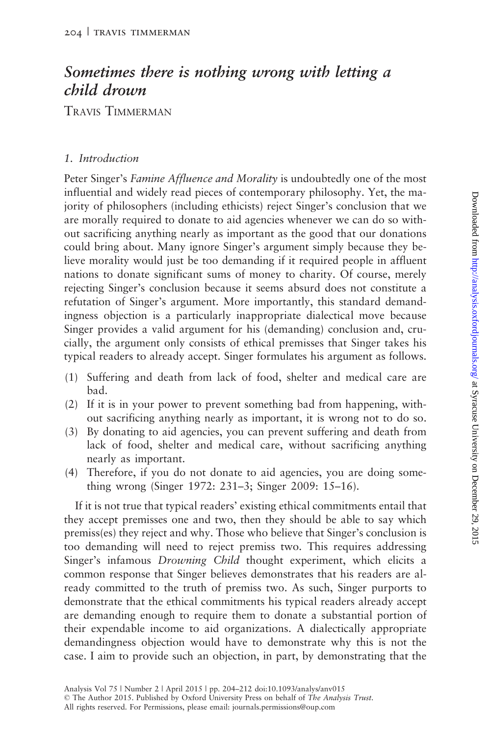# *Sometimes there is nothing wrong with letting a child drown*

Travis Timmerman

## 1. Introduction

Peter Singer's *Famine Affluence and Morality* is undoubtedly one of the most influential and widely read pieces of contemporary philosophy. Yet, the majority of philosophers (including ethicists) reject Singer's conclusion that we are morally required to donate to aid agencies whenever we can do so without sacrificing anything nearly as important as the good that our donations could bring about. Many ignore Singer's argument simply because they believe morality would just be too demanding if it required people in affluent nations to donate significant sums of money to charity. Of course, merely rejecting Singer's conclusion because it seems absurd does not constitute a refutation of Singer's argument. More importantly, this standard demandingness objection is a particularly inappropriate dialectical move because Singer provides a valid argument for his (demanding) conclusion and, crucially, the argument only consists of ethical premisses that Singer takes his typical readers to already accept. Singer formulates his argument as follows.

(1) Suffering and death from lack of food, shelter and medical care are bad.
(2) If it is in your power to prevent something bad from happening, without sacrificing anything nearly as important, it is wrong not to do so.
(3) By donating to aid agencies, you can prevent suffering and death from lack of food, shelter and medical care, without sacrificing anything nearly as important.
(4) Therefore, if you do not donate to aid agencies, you are doing something wrong (Singer 1972: 231–3; Singer 2009: 15–16).

If it is not true that typical readers' existing ethical commitments entail that they accept premisses one and two, then they should be able to say which premiss(es) they reject and why. Those who believe that Singer's conclusion is too demanding will need to reject premiss two. This requires addressing Singer's infamous *Drowning Child* thought experiment, which elicits a common response that Singer believes demonstrates that his readers are already committed to the truth of premiss two. As such, Singer purports to demonstrate that the ethical commitments his typical readers already accept are demanding enough to require them to donate a substantial portion of their expendable income to aid organizations. A dialectically appropriate demandingness objection would have to demonstrate why this is not the case. I aim to provide such an objection, in part, by demonstrating that the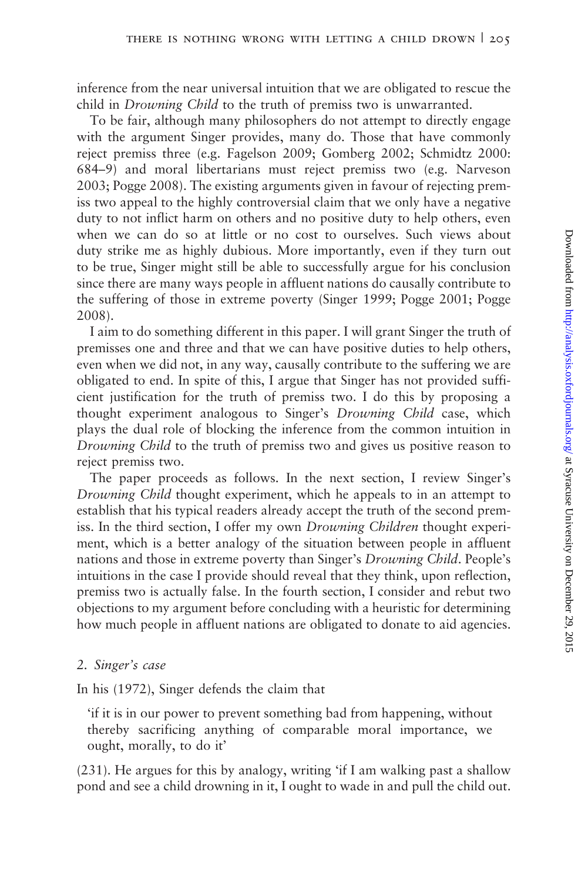inference from the near universal intuition that we are obligated to rescue the child in *Drowning Child* to the truth of premiss two is unwarranted.

To be fair, although many philosophers do not attempt to directly engage with the argument Singer provides, many do. Those that have commonly reject premiss three (e.g. Fagelson 2009; Gomberg 2002; Schmidtz 2000: 684–9) and moral libertarians must reject premiss two (e.g. Narveson 2003; Pogge 2008). The existing arguments given in favour of rejecting premiss two appeal to the highly controversial claim that we only have a negative duty to not inflict harm on others and no positive duty to help others, even when we can do so at little or no cost to ourselves. Such views about duty strike me as highly dubious. More importantly, even if they turn out to be true, Singer might still be able to successfully argue for his conclusion since there are many ways people in affluent nations do causally contribute to the suffering of those in extreme poverty (Singer 1999; Pogge 2001; Pogge 2008).

I aim to do something different in this paper. I will grant Singer the truth of premisses one and three and that we can have positive duties to help others, even when we did not, in any way, causally contribute to the suffering we are obligated to end. In spite of this, I argue that Singer has not provided sufficient justification for the truth of premiss two. I do this by proposing a thought experiment analogous to Singer's *Drowning Child* case, which plays the dual role of blocking the inference from the common intuition in *Drowning Child* to the truth of premiss two and gives us positive reason to reject premiss two.

The paper proceeds as follows. In the next section, I review Singer's *Drowning Child* thought experiment, which he appeals to in an attempt to establish that his typical readers already accept the truth of the second premiss. In the third section, I offer my own *Drowning Children* thought experiment, which is a better analogy of the situation between people in affluent nations and those in extreme poverty than Singer's *Drowning Child*. People's intuitions in the case I provide should reveal that they think, upon reflection, premiss two is actually false. In the fourth section, I consider and rebut two objections to my argument before concluding with a heuristic for determining how much people in affluent nations are obligated to donate to aid agencies.

## 2. Singer's case

In his (1972), Singer defends the claim that

> 'if it is in our power to prevent something bad from happening, without thereby sacrificing anything of comparable moral importance, we ought, morally, to do it'

(231). He argues for this by analogy, writing 'if I am walking past a shallow pond and see a child drowning in it, I ought to wade in and pull the child out.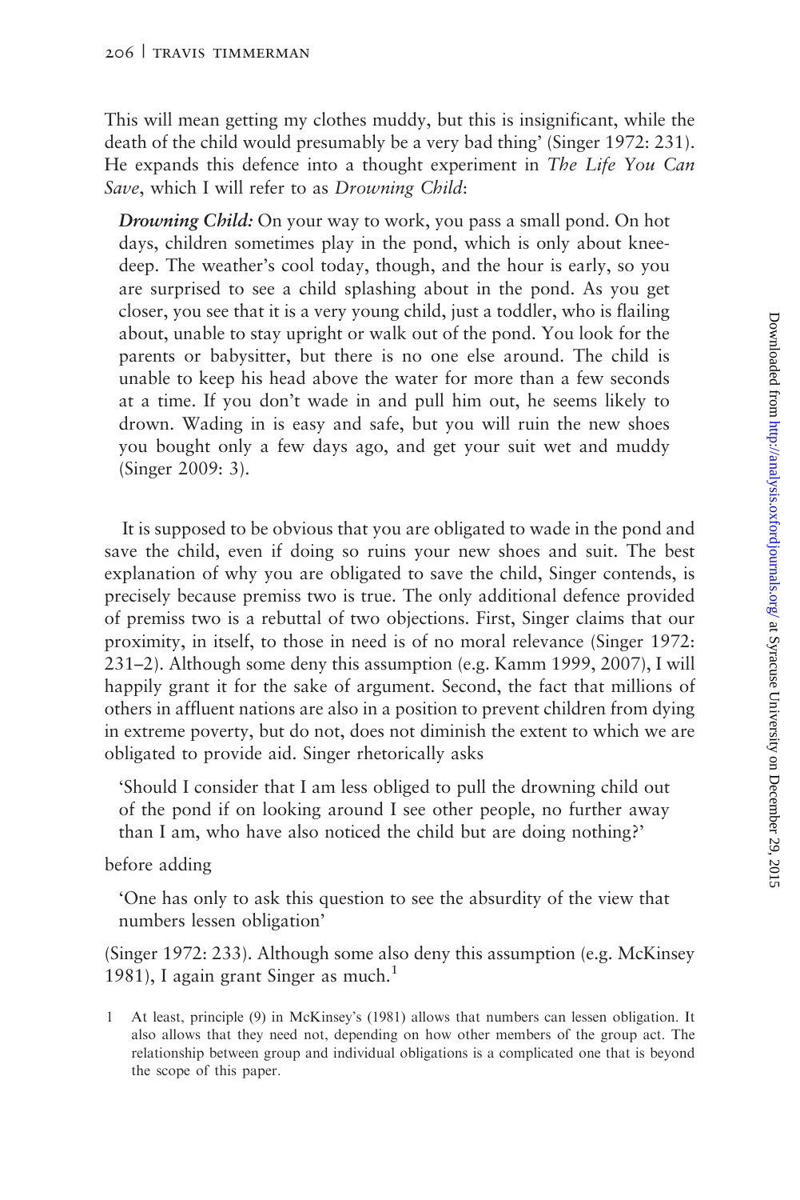This will mean getting my clothes muddy, but this is insignificant, while the death of the child would presumably be a very bad thing' (Singer 1972: 231). He expands this defence into a thought experiment in *The Life You Can Save*, which I will refer to as *Drowning Child*:

> ***Drowning Child:*** On your way to work, you pass a small pond. On hot days, children sometimes play in the pond, which is only about knee-deep. The weather's cool today, though, and the hour is early, so you are surprised to see a child splashing about in the pond. As you get closer, you see that it is a very young child, just a toddler, who is flailing about, unable to stay upright or walk out of the pond. You look for the parents or babysitter, but there is no one else around. The child is unable to keep his head above the water for more than a few seconds at a time. If you don't wade in and pull him out, he seems likely to drown. Wading in is easy and safe, but you will ruin the new shoes you bought only a few days ago, and get your suit wet and muddy (Singer 2009: 3).

It is supposed to be obvious that you are obligated to wade in the pond and save the child, even if doing so ruins your new shoes and suit. The best explanation of why you are obligated to save the child, Singer contends, is precisely because premiss two is true. The only additional defence provided of premiss two is a rebuttal of two objections. First, Singer claims that our proximity, in itself, to those in need is of no moral relevance (Singer 1972: 231–2). Although some deny this assumption (e.g. Kamm 1999, 2007), I will happily grant it for the sake of argument. Second, the fact that millions of others in affluent nations are also in a position to prevent children from dying in extreme poverty, but do not, does not diminish the extent to which we are obligated to provide aid. Singer rhetorically asks

> 'Should I consider that I am less obliged to pull the drowning child out of the pond if on looking around I see other people, no further away than I am, who have also noticed the child but are doing nothing?'

before adding

> 'One has only to ask this question to see the absurdity of the view that numbers lessen obligation'

(Singer 1972: 233). Although some also deny this assumption (e.g. McKinsey 1981), I again grant Singer as much.[1]

[1] At least, principle (9) in McKinsey's (1981) allows that numbers can lessen obligation. It also allows that they need not, depending on how other members of the group act. The relationship between group and individual obligations is a complicated one that is beyond the scope of this paper.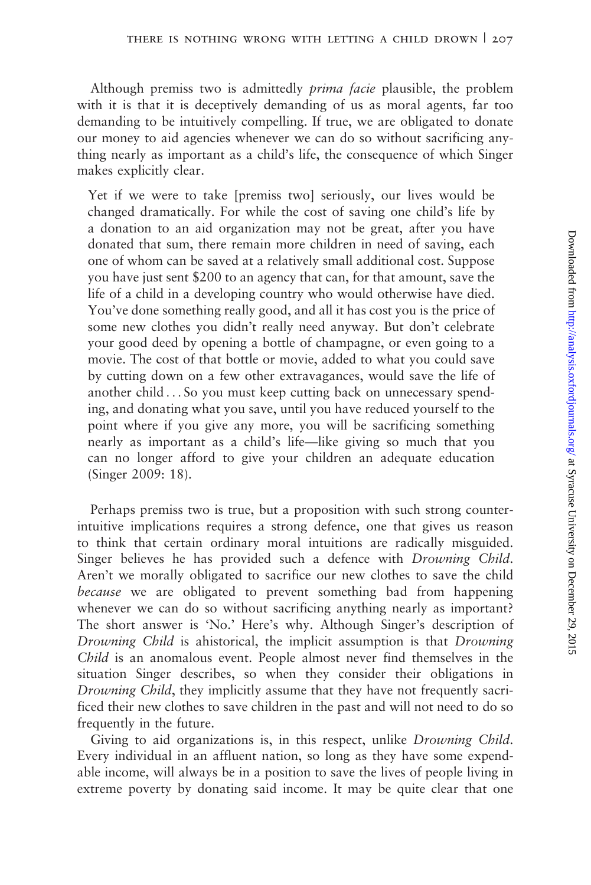Although premiss two is admittedly *prima facie* plausible, the problem with it is that it is deceptively demanding of us as moral agents, far too demanding to be intuitively compelling. If true, we are obligated to donate our money to aid agencies whenever we can do so without sacrificing anything nearly as important as a child's life, the consequence of which Singer makes explicitly clear.

> Yet if we were to take [premiss two] seriously, our lives would be changed dramatically. For while the cost of saving one child's life by a donation to an aid organization may not be great, after you have donated that sum, there remain more children in need of saving, each one of whom can be saved at a relatively small additional cost. Suppose you have just sent $200 to an agency that can, for that amount, save the life of a child in a developing country who would otherwise have died. You've done something really good, and all it has cost you is the price of some new clothes you didn't really need anyway. But don't celebrate your good deed by opening a bottle of champagne, or even going to a movie. The cost of that bottle or movie, added to what you could save by cutting down on a few other extravagances, would save the life of another child ... So you must keep cutting back on unnecessary spending, and donating what you save, until you have reduced yourself to the point where if you give any more, you will be sacrificing something nearly as important as a child's life—like giving so much that you can no longer afford to give your children an adequate education (Singer 2009: 18).

Perhaps premiss two is true, but a proposition with such strong counterintuitive implications requires a strong defence, one that gives us reason to think that certain ordinary moral intuitions are radically misguided. Singer believes he has provided such a defence with *Drowning Child*. Aren't we morally obligated to sacrifice our new clothes to save the child *because* we are obligated to prevent something bad from happening whenever we can do so without sacrificing anything nearly as important? The short answer is 'No.' Here's why. Although Singer's description of *Drowning Child* is ahistorical, the implicit assumption is that *Drowning Child* is an anomalous event. People almost never find themselves in the situation Singer describes, so when they consider their obligations in *Drowning Child*, they implicitly assume that they have not frequently sacrificed their new clothes to save children in the past and will not need to do so frequently in the future.

Giving to aid organizations is, in this respect, unlike *Drowning Child*. Every individual in an affluent nation, so long as they have some expendable income, will always be in a position to save the lives of people living in extreme poverty by donating said income. It may be quite clear that one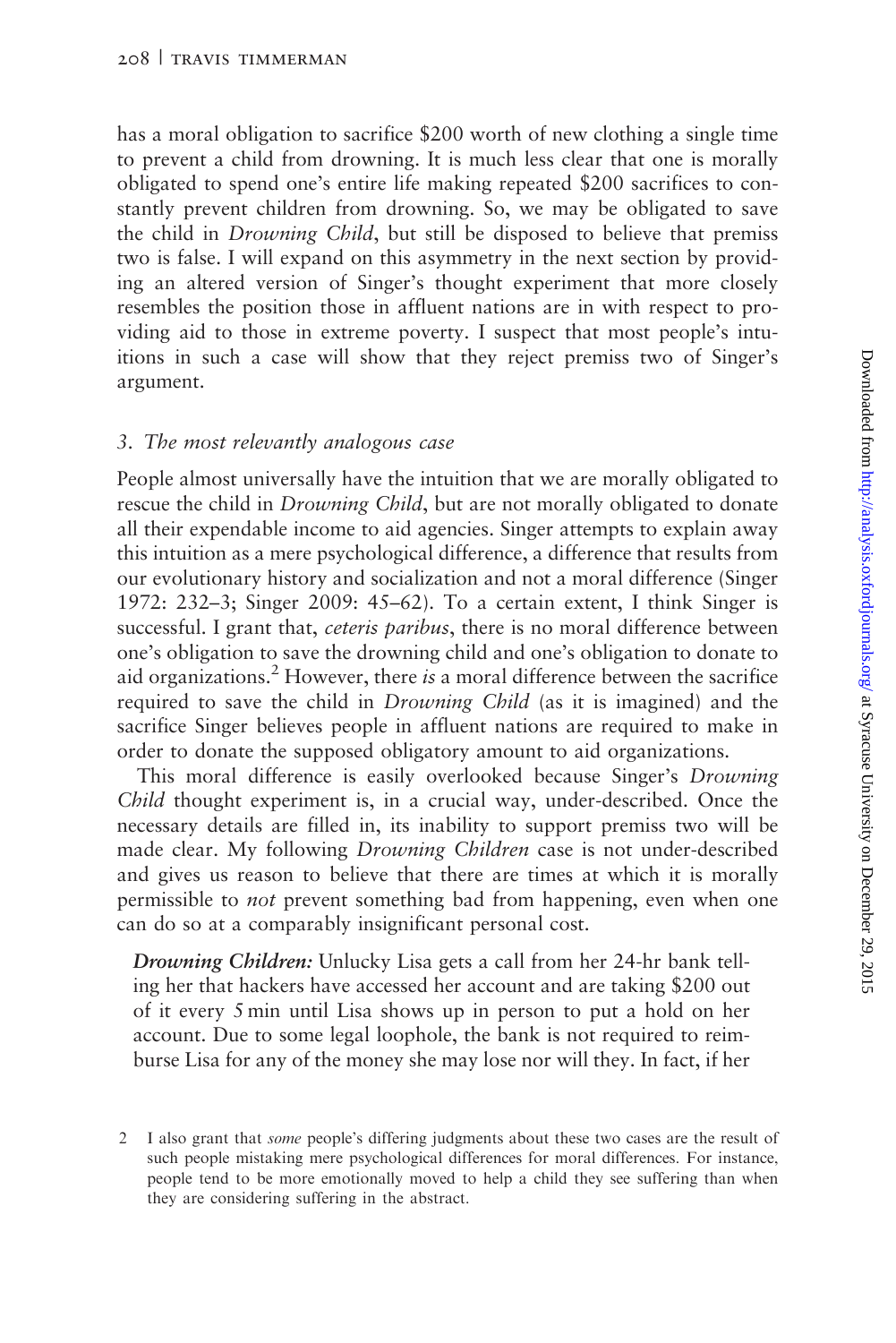has a moral obligation to sacrifice $200 worth of new clothing a single time to prevent a child from drowning. It is much less clear that one is morally obligated to spend one's entire life making repeated $200 sacrifices to constantly prevent children from drowning. So, we may be obligated to save the child in *Drowning Child*, but still be disposed to believe that premiss two is false. I will expand on this asymmetry in the next section by providing an altered version of Singer's thought experiment that more closely resembles the position those in affluent nations are in with respect to providing aid to those in extreme poverty. I suspect that most people's intuitions in such a case will show that they reject premiss two of Singer's argument.

### 3. *The most relevantly analogous case*

People almost universally have the intuition that we are morally obligated to rescue the child in *Drowning Child*, but are not morally obligated to donate all their expendable income to aid agencies. Singer attempts to explain away this intuition as a mere psychological difference, a difference that results from our evolutionary history and socialization and not a moral difference (Singer 1972: 232–3; Singer 2009: 45–62). To a certain extent, I think Singer is successful. I grant that, *ceteris paribus*, there is no moral difference between one's obligation to save the drowning child and one's obligation to donate to aid organizations.[2] However, there *is* a moral difference between the sacrifice required to save the child in *Drowning Child* (as it is imagined) and the sacrifice Singer believes people in affluent nations are required to make in order to donate the supposed obligatory amount to aid organizations.

This moral difference is easily overlooked because Singer's *Drowning Child* thought experiment is, in a crucial way, under-described. Once the necessary details are filled in, its inability to support premiss two will be made clear. My following *Drowning Children* case is not under-described and gives us reason to believe that there are times at which it is morally permissible to *not* prevent something bad from happening, even when one can do so at a comparably insignificant personal cost.

> ***Drowning Children:*** Unlucky Lisa gets a call from her 24-hr bank telling her that hackers have accessed her account and are taking $200 out of it every 5 min until Lisa shows up in person to put a hold on her account. Due to some legal loophole, the bank is not required to reimburse Lisa for any of the money she may lose nor will they. In fact, if her

[2] I also grant that *some* people's differing judgments about these two cases are the result of such people mistaking mere psychological differences for moral differences. For instance, people tend to be more emotionally moved to help a child they see suffering than when they are considering suffering in the abstract.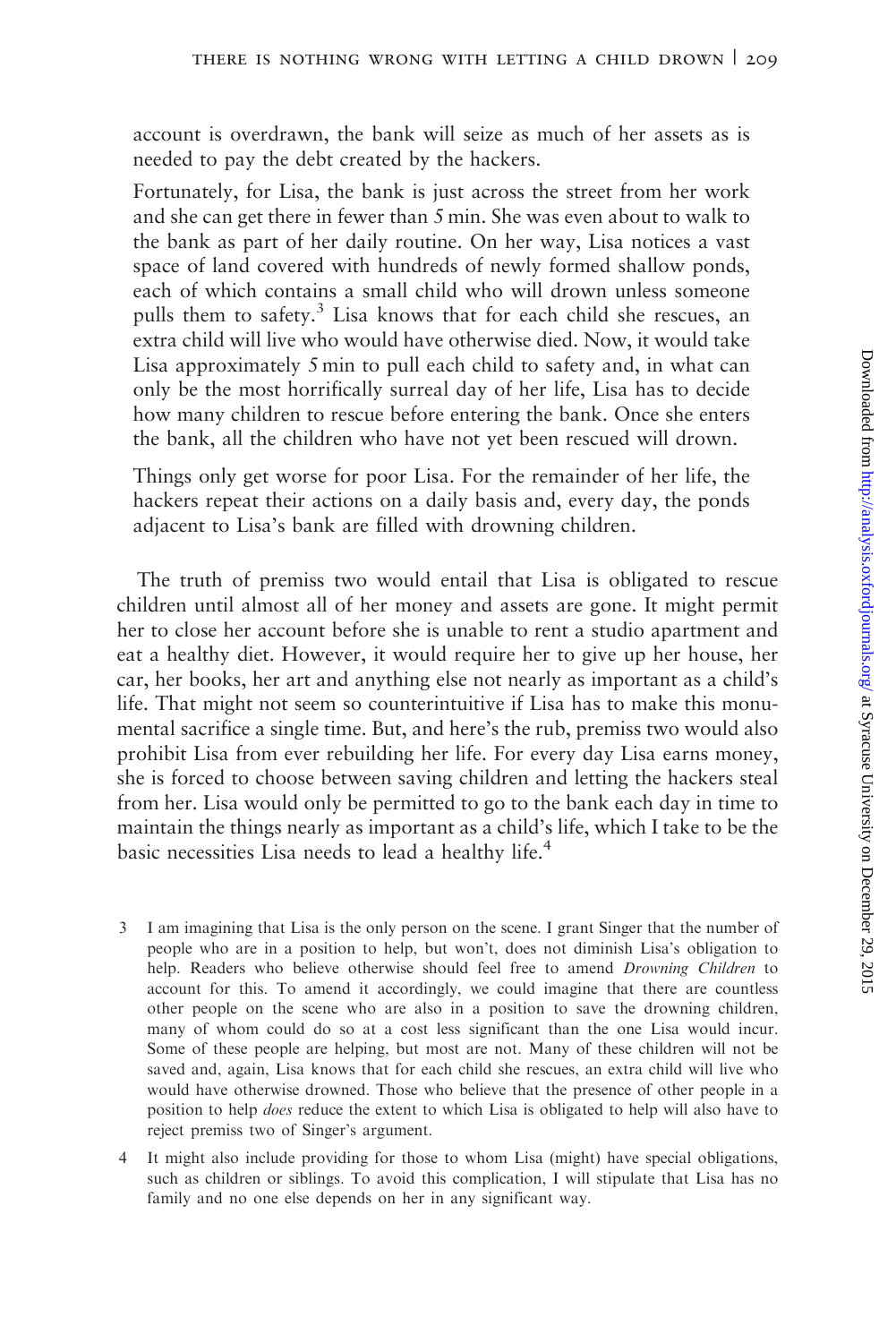account is overdrawn, the bank will seize as much of her assets as is needed to pay the debt created by the hackers.

Fortunately, for Lisa, the bank is just across the street from her work and she can get there in fewer than 5 min. She was even about to walk to the bank as part of her daily routine. On her way, Lisa notices a vast space of land covered with hundreds of newly formed shallow ponds, each of which contains a small child who will drown unless someone pulls them to safety.[3] Lisa knows that for each child she rescues, an extra child will live who would have otherwise died. Now, it would take Lisa approximately 5 min to pull each child to safety and, in what can only be the most horrifically surreal day of her life, Lisa has to decide how many children to rescue before entering the bank. Once she enters the bank, all the children who have not yet been rescued will drown.

Things only get worse for poor Lisa. For the remainder of her life, the hackers repeat their actions on a daily basis and, every day, the ponds adjacent to Lisa's bank are filled with drowning children.

The truth of premiss two would entail that Lisa is obligated to rescue children until almost all of her money and assets are gone. It might permit her to close her account before she is unable to rent a studio apartment and eat a healthy diet. However, it would require her to give up her house, her car, her books, her art and anything else not nearly as important as a child's life. That might not seem so counterintuitive if Lisa has to make this monumental sacrifice a single time. But, and here's the rub, premiss two would also prohibit Lisa from ever rebuilding her life. For every day Lisa earns money, she is forced to choose between saving children and letting the hackers steal from her. Lisa would only be permitted to go to the bank each day in time to maintain the things nearly as important as a child's life, which I take to be the basic necessities Lisa needs to lead a healthy life.[4]

3 I am imagining that Lisa is the only person on the scene. I grant Singer that the number of people who are in a position to help, but won't, does not diminish Lisa's obligation to help. Readers who believe otherwise should feel free to amend *Drowning Children* to account for this. To amend it accordingly, we could imagine that there are countless other people on the scene who are also in a position to save the drowning children, many of whom could do so at a cost less significant than the one Lisa would incur. Some of these people are helping, but most are not. Many of these children will not be saved and, again, Lisa knows that for each child she rescues, an extra child will live who would have otherwise drowned. Those who believe that the presence of other people in a position to help *does* reduce the extent to which Lisa is obligated to help will also have to reject premiss two of Singer's argument.

4 It might also include providing for those to whom Lisa (might) have special obligations, such as children or siblings. To avoid this complication, I will stipulate that Lisa has no family and no one else depends on her in any significant way.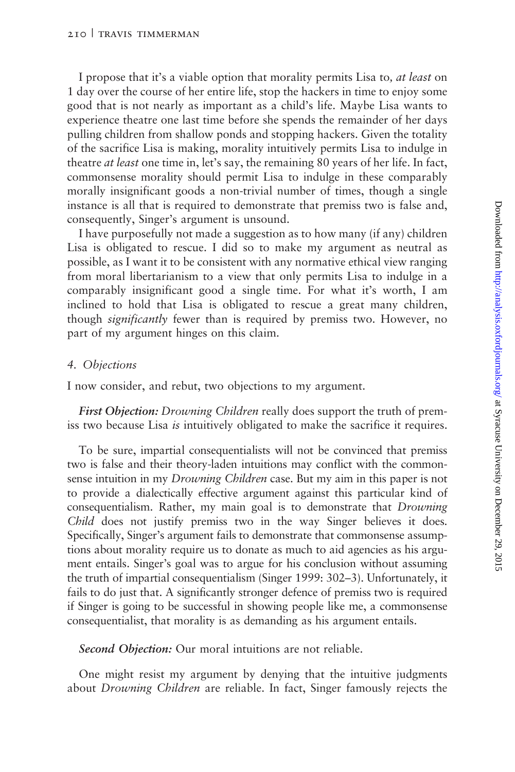I propose that it's a viable option that morality permits Lisa to, *at least* on 1 day over the course of her entire life, stop the hackers in time to enjoy some good that is not nearly as important as a child's life. Maybe Lisa wants to experience theatre one last time before she spends the remainder of her days pulling children from shallow ponds and stopping hackers. Given the totality of the sacrifice Lisa is making, morality intuitively permits Lisa to indulge in theatre *at least* one time in, let's say, the remaining 80 years of her life. In fact, commonsense morality should permit Lisa to indulge in these comparably morally insignificant goods a non-trivial number of times, though a single instance is all that is required to demonstrate that premiss two is false and, consequently, Singer's argument is unsound.

I have purposefully not made a suggestion as to how many (if any) children Lisa is obligated to rescue. I did so to make my argument as neutral as possible, as I want it to be consistent with any normative ethical view ranging from moral libertarianism to a view that only permits Lisa to indulge in a comparably insignificant good a single time. For what it's worth, I am inclined to hold that Lisa is obligated to rescue a great many children, though *significantly* fewer than is required by premiss two. However, no part of my argument hinges on this claim.

## 4. Objections

I now consider, and rebut, two objections to my argument.

***First Objection:*** *Drowning Children* really does support the truth of premiss two because Lisa *is* intuitively obligated to make the sacrifice it requires.

To be sure, impartial consequentialists will not be convinced that premiss two is false and their theory-laden intuitions may conflict with the commonsense intuition in my *Drowning Children* case. But my aim in this paper is not to provide a dialectically effective argument against this particular kind of consequentialism. Rather, my main goal is to demonstrate that *Drowning Child* does not justify premiss two in the way Singer believes it does. Specifically, Singer's argument fails to demonstrate that commonsense assumptions about morality require us to donate as much to aid agencies as his argument entails. Singer's goal was to argue for his conclusion without assuming the truth of impartial consequentialism (Singer 1999: 302–3). Unfortunately, it fails to do just that. A significantly stronger defence of premiss two is required if Singer is going to be successful in showing people like me, a commonsense consequentialist, that morality is as demanding as his argument entails.

***Second Objection:*** Our moral intuitions are not reliable.

One might resist my argument by denying that the intuitive judgments about *Drowning Children* are reliable. In fact, Singer famously rejects the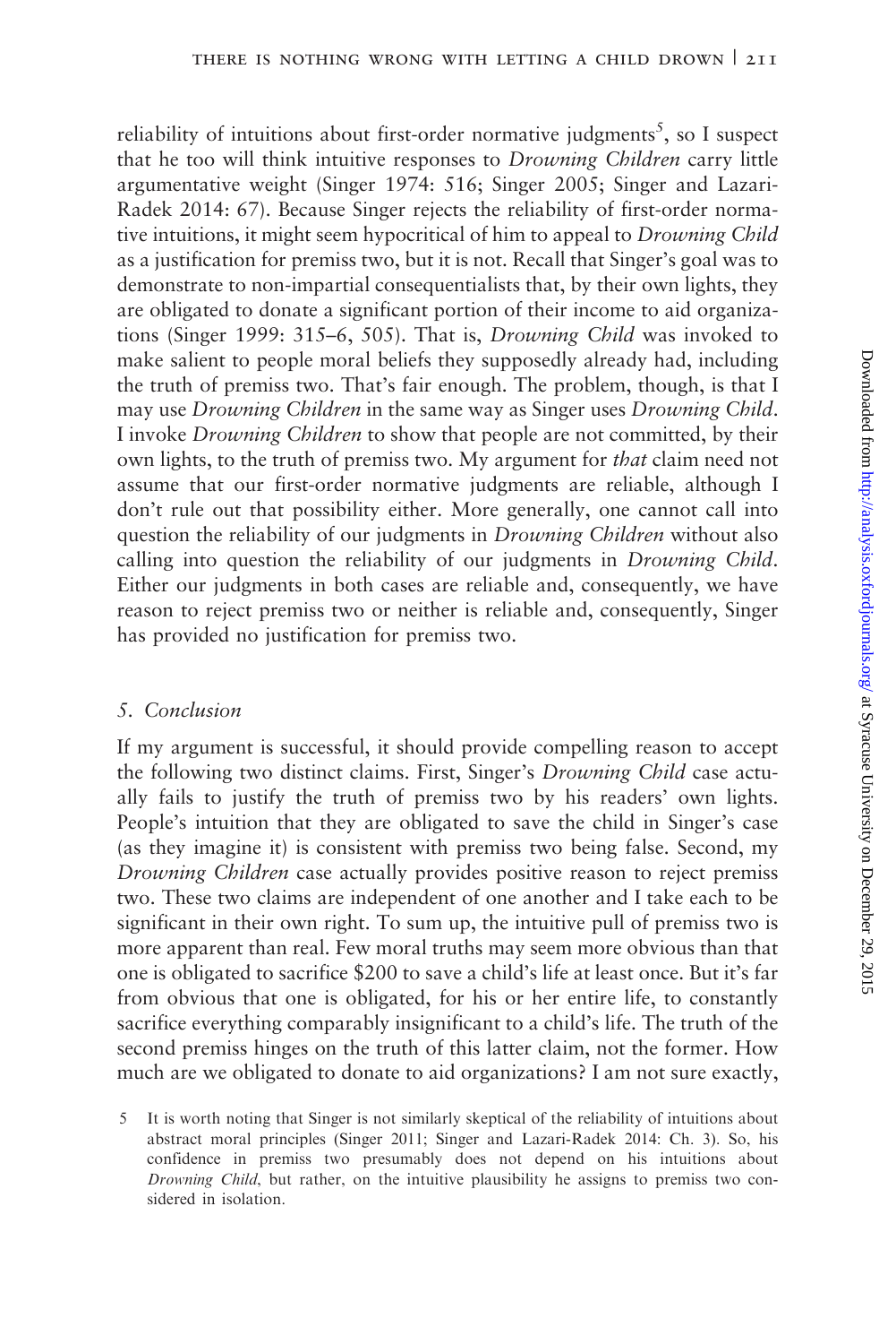reliability of intuitions about first-order normative judgments[5], so I suspect that he too will think intuitive responses to *Drowning Children* carry little argumentative weight (Singer 1974: 516; Singer 2005; Singer and Lazari-Radek 2014: 67). Because Singer rejects the reliability of first-order normative intuitions, it might seem hypocritical of him to appeal to *Drowning Child* as a justification for premiss two, but it is not. Recall that Singer's goal was to demonstrate to non-impartial consequentialists that, by their own lights, they are obligated to donate a significant portion of their income to aid organizations (Singer 1999: 315–6, 505). That is, *Drowning Child* was invoked to make salient to people moral beliefs they supposedly already had, including the truth of premiss two. That's fair enough. The problem, though, is that I may use *Drowning Children* in the same way as Singer uses *Drowning Child*. I invoke *Drowning Children* to show that people are not committed, by their own lights, to the truth of premiss two. My argument for *that* claim need not assume that our first-order normative judgments are reliable, although I don't rule out that possibility either. More generally, one cannot call into question the reliability of our judgments in *Drowning Children* without also calling into question the reliability of our judgments in *Drowning Child*. Either our judgments in both cases are reliable and, consequently, we have reason to reject premiss two or neither is reliable and, consequently, Singer has provided no justification for premiss two.

## 5. Conclusion

If my argument is successful, it should provide compelling reason to accept the following two distinct claims. First, Singer's *Drowning Child* case actually fails to justify the truth of premiss two by his readers' own lights. People's intuition that they are obligated to save the child in Singer's case (as they imagine it) is consistent with premiss two being false. Second, my *Drowning Children* case actually provides positive reason to reject premiss two. These two claims are independent of one another and I take each to be significant in their own right. To sum up, the intuitive pull of premiss two is more apparent than real. Few moral truths may seem more obvious than that one is obligated to sacrifice $200 to save a child's life at least once. But it's far from obvious that one is obligated, for his or her entire life, to constantly sacrifice everything comparably insignificant to a child's life. The truth of the second premiss hinges on the truth of this latter claim, not the former. How much are we obligated to donate to aid organizations? I am not sure exactly,

5 It is worth noting that Singer is not similarly skeptical of the reliability of intuitions about abstract moral principles (Singer 2011; Singer and Lazari-Radek 2014: Ch. 3). So, his confidence in premiss two presumably does not depend on his intuitions about *Drowning Child*, but rather, on the intuitive plausibility he assigns to premiss two considered in isolation.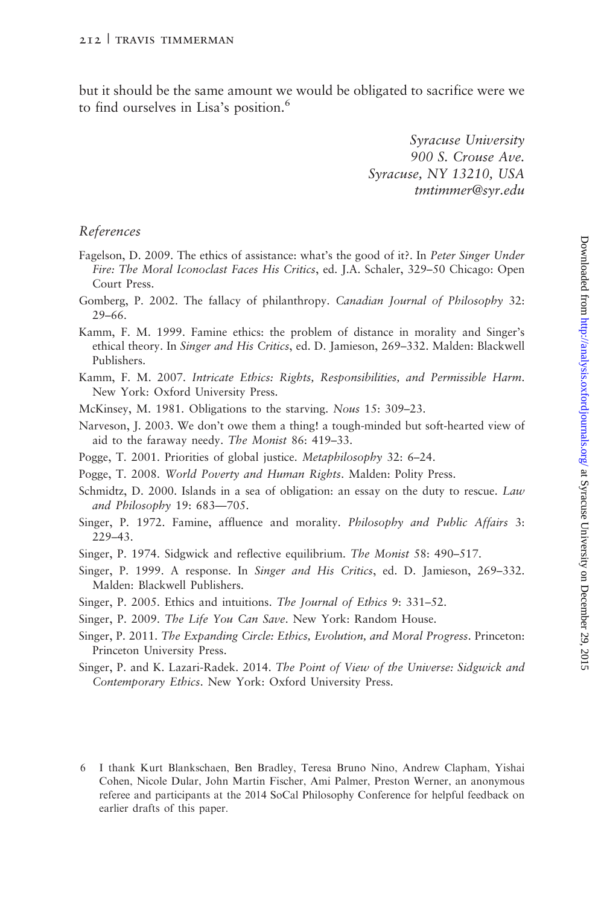but it should be the same amount we would be obligated to sacrifice were we to find ourselves in Lisa's position.[6]

*Syracuse University*
*900 S. Crouse Ave.*
*Syracuse, NY 13210, USA*
*tmtimmer@syr.edu*

## References

Fagelson, D. 2009. The ethics of assistance: what's the good of it?. In *Peter Singer Under Fire: The Moral Iconoclast Faces His Critics*, ed. J.A. Schaler, 329–50 Chicago: Open Court Press.

Gomberg, P. 2002. The fallacy of philanthropy. *Canadian Journal of Philosophy* 32: 29–66.

Kamm, F. M. 1999. Famine ethics: the problem of distance in morality and Singer's ethical theory. In *Singer and His Critics*, ed. D. Jamieson, 269–332. Malden: Blackwell Publishers.

Kamm, F. M. 2007. *Intricate Ethics: Rights, Responsibilities, and Permissible Harm*. New York: Oxford University Press.

McKinsey, M. 1981. Obligations to the starving. *Nous* 15: 309–23.

Narveson, J. 2003. We don't owe them a thing! a tough-minded but soft-hearted view of aid to the faraway needy. *The Monist* 86: 419–33.

Pogge, T. 2001. Priorities of global justice. *Metaphilosophy* 32: 6–24.

Pogge, T. 2008. *World Poverty and Human Rights*. Malden: Polity Press.

Schmidtz, D. 2000. Islands in a sea of obligation: an essay on the duty to rescue. *Law and Philosophy* 19: 683—705.

Singer, P. 1972. Famine, affluence and morality. *Philosophy and Public Affairs* 3: 229–43.

Singer, P. 1974. Sidgwick and reflective equilibrium. *The Monist* 58: 490–517.

Singer, P. 1999. A response. In *Singer and His Critics*, ed. D. Jamieson, 269–332. Malden: Blackwell Publishers.

Singer, P. 2005. Ethics and intuitions. *The Journal of Ethics* 9: 331–52.

Singer, P. 2009. *The Life You Can Save*. New York: Random House.

Singer, P. 2011. *The Expanding Circle: Ethics, Evolution, and Moral Progress*. Princeton: Princeton University Press.

Singer, P. and K. Lazari-Radek. 2014. *The Point of View of the Universe: Sidgwick and Contemporary Ethics*. New York: Oxford University Press.

6 I thank Kurt Blankschaen, Ben Bradley, Teresa Bruno Nino, Andrew Clapham, Yishai Cohen, Nicole Dular, John Martin Fischer, Ami Palmer, Preston Werner, an anonymous referee and participants at the 2014 SoCal Philosophy Conference for helpful feedback on earlier drafts of this paper.